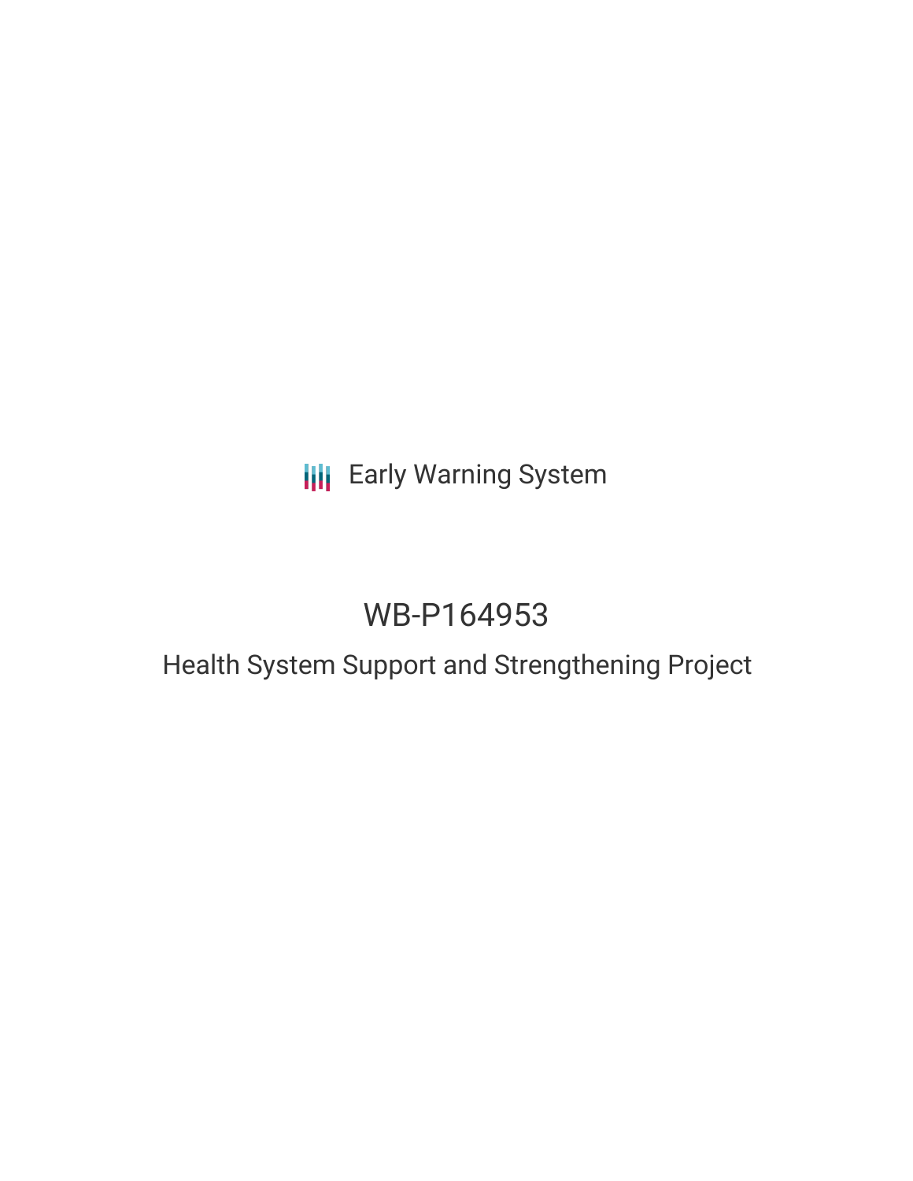Early Warning System

# WB-P164953

## Health System Support and Strengthening Project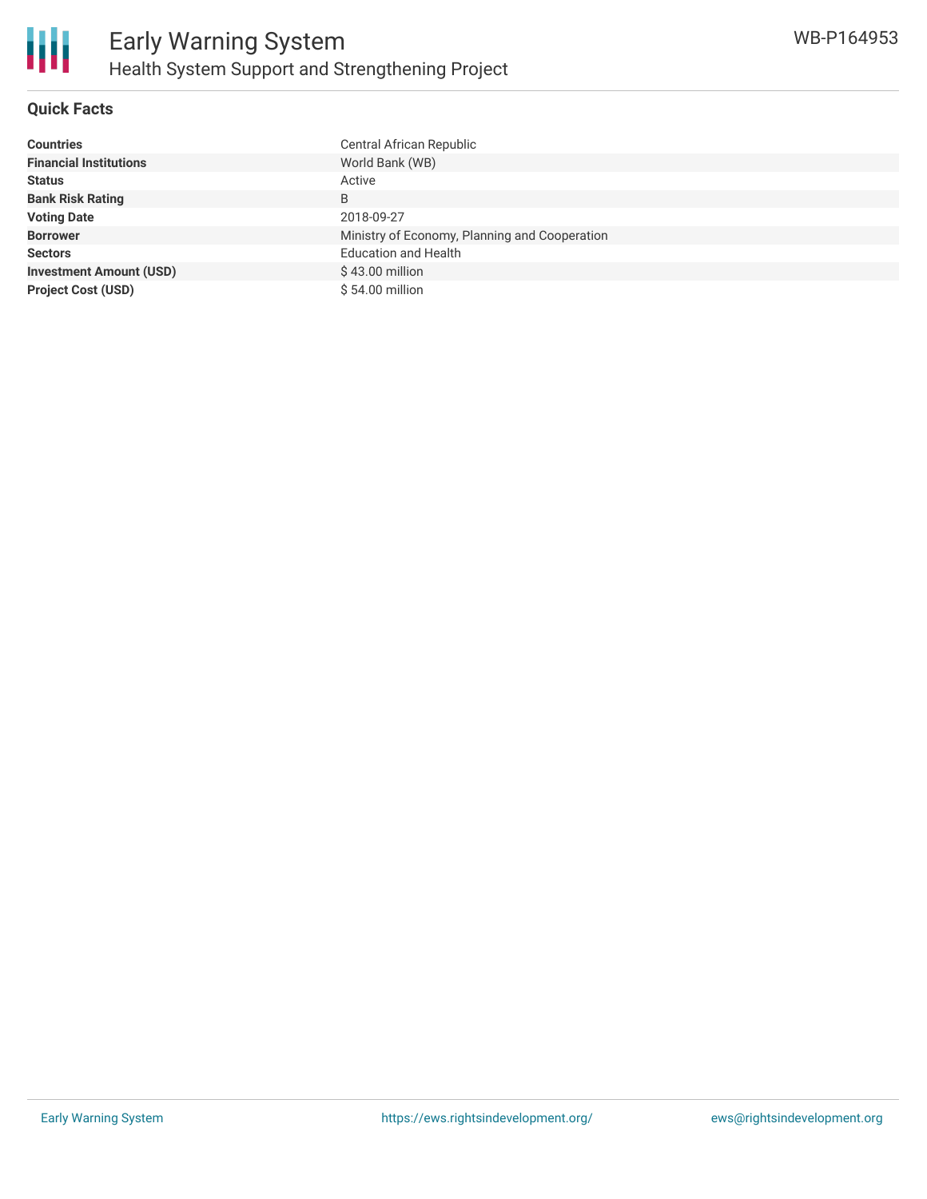# Early Warning System

## Health System Support and Strengthening Project

WB-P164953

### Quick Facts

| | |
|---|---|
| **Countries** | Central African Republic |
| **Financial Institutions** | World Bank (WB) |
| **Status** | Active |
| **Bank Risk Rating** | B |
| **Voting Date** | 2018-09-27 |
| **Borrower** | Ministry of Economy, Planning and Cooperation |
| **Sectors** | Education and Health |
| **Investment Amount (USD)** | $ 43.00 million |
| **Project Cost (USD)** | $ 54.00 million |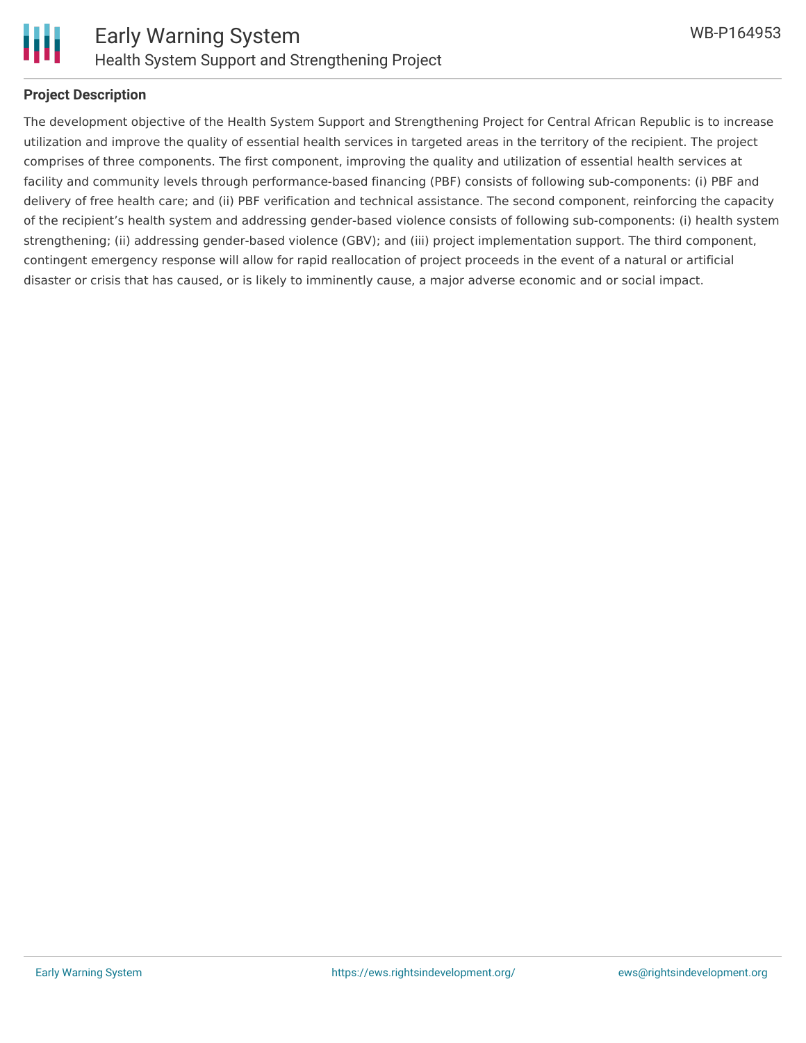## Project Description

The development objective of the Health System Support and Strengthening Project for Central African Republic is to increase utilization and improve the quality of essential health services in targeted areas in the territory of the recipient. The project comprises of three components. The first component, improving the quality and utilization of essential health services at facility and community levels through performance-based financing (PBF) consists of following sub-components: (i) PBF and delivery of free health care; and (ii) PBF verification and technical assistance. The second component, reinforcing the capacity of the recipient's health system and addressing gender-based violence consists of following sub-components: (i) health system strengthening; (ii) addressing gender-based violence (GBV); and (iii) project implementation support. The third component, contingent emergency response will allow for rapid reallocation of project proceeds in the event of a natural or artificial disaster or crisis that has caused, or is likely to imminently cause, a major adverse economic and or social impact.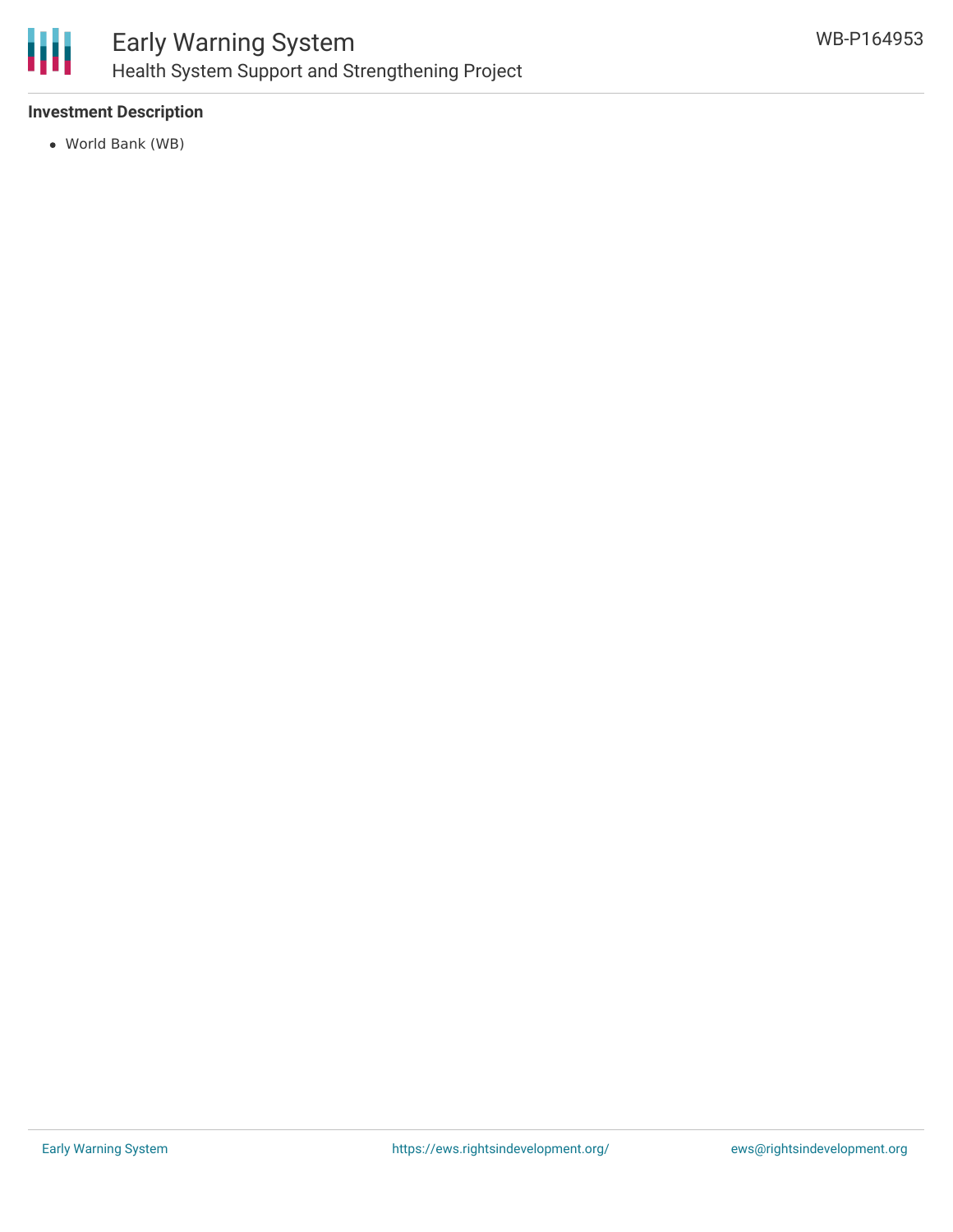**Investment Description**

- World Bank (WB)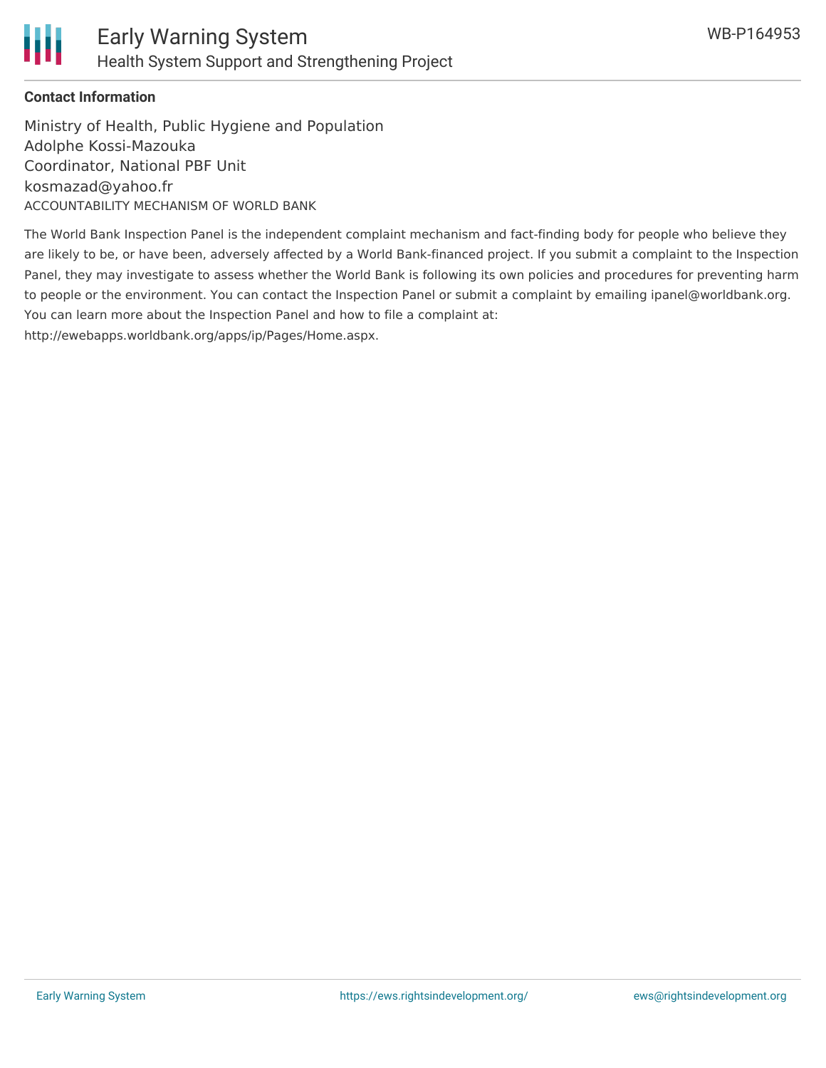**Contact Information**

Ministry of Health, Public Hygiene and Population
Adolphe Kossi-Mazouka
Coordinator, National PBF Unit
kosmazad@yahoo.fr

ACCOUNTABILITY MECHANISM OF WORLD BANK

The World Bank Inspection Panel is the independent complaint mechanism and fact-finding body for people who believe they are likely to be, or have been, adversely affected by a World Bank-financed project. If you submit a complaint to the Inspection Panel, they may investigate to assess whether the World Bank is following its own policies and procedures for preventing harm to people or the environment. You can contact the Inspection Panel or submit a complaint by emailing ipanel@worldbank.org. You can learn more about the Inspection Panel and how to file a complaint at: http://ewebapps.worldbank.org/apps/ip/Pages/Home.aspx.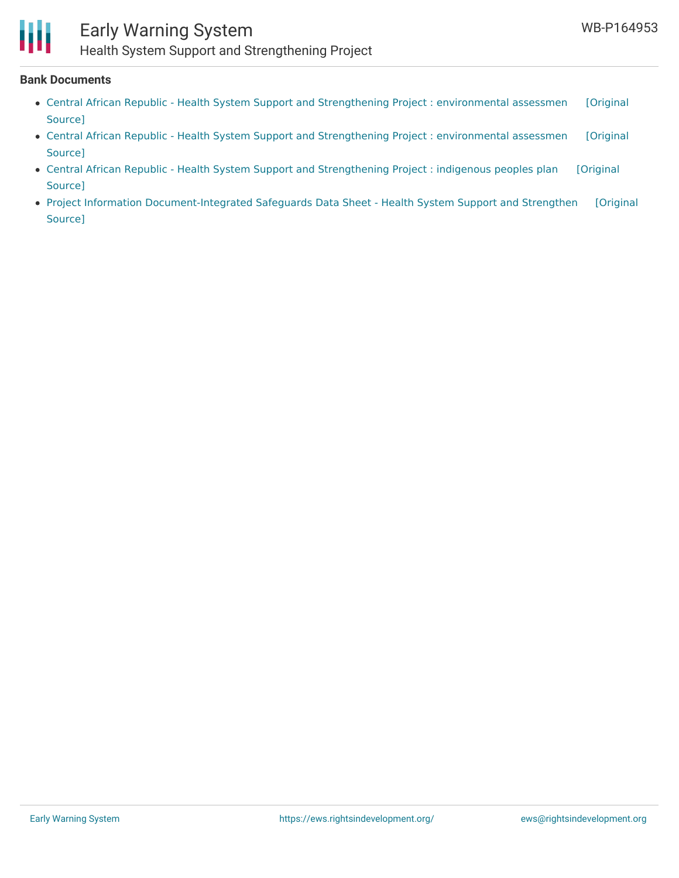**Bank Documents**

- Central African Republic - Health System Support and Strengthening Project : environmental assessmen [Original Source]
- Central African Republic - Health System Support and Strengthening Project : environmental assessmen [Original Source]
- Central African Republic - Health System Support and Strengthening Project : indigenous peoples plan [Original Source]
- Project Information Document-Integrated Safeguards Data Sheet - Health System Support and Strengthen [Original Source]